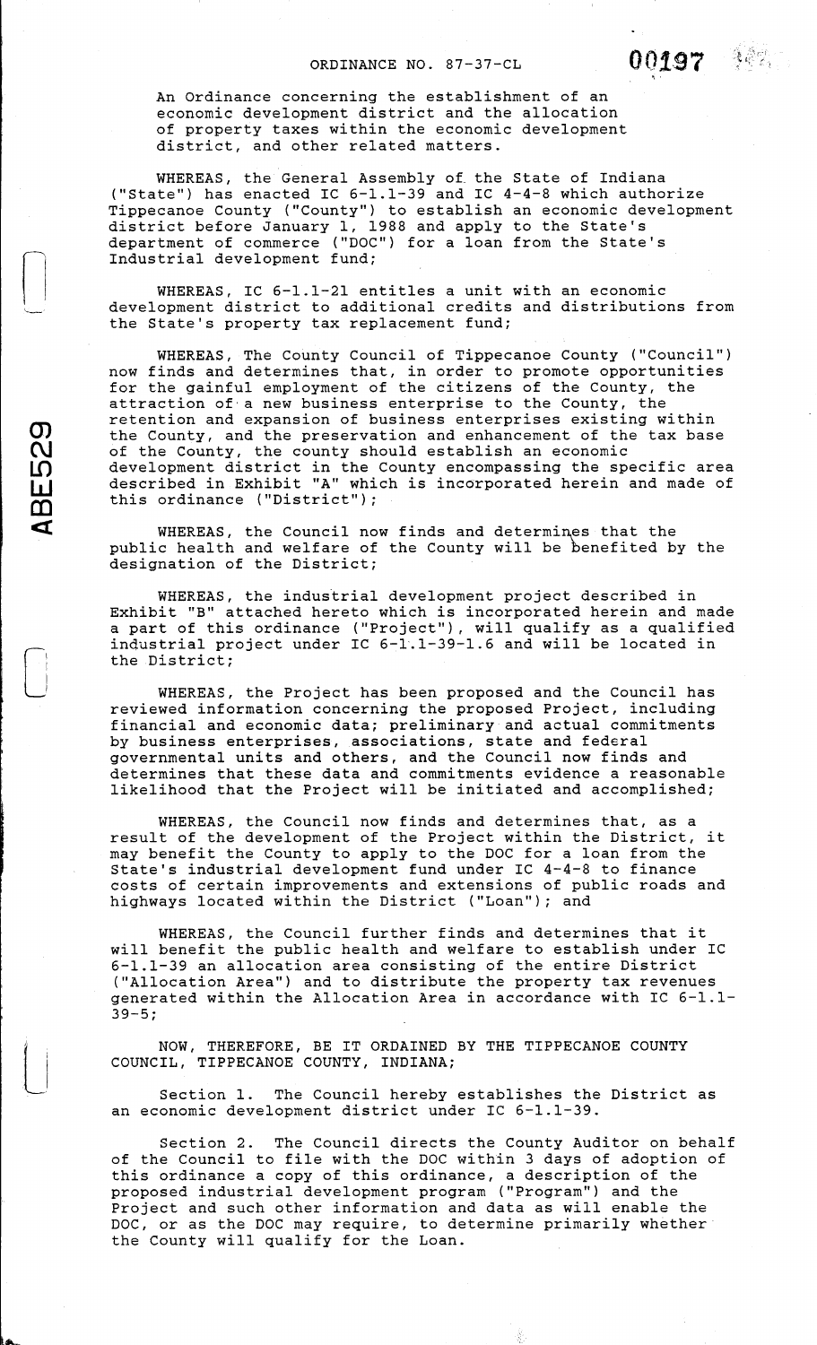# ORDINANCE NO. 87-37-CL

An Ordinance concerning the establishment of an economic development district and the allocation of property taxes within the economic development district, and other related matters.

WHEREAS, the General Assembly of the State of Indiana ("State") has enacted IC 6-1.1-39 and IC 4-4-8 which authorize Tippecanoe County ("County") to establish an economic development district before January 1, 1988 and apply to the State's department of commerce ("DOC") for a loan from the State's Industrial development fund;

WHEREAS, IC 6-1.1-21 entitles a unit with an economic development district to additional credits and distributions from the State's property tax replacement fund;

WHEREAS, The County Council of Tippecanoe County ("Council") now finds and determines that, in order to promote opportunities for the gainful employment of the citizens of the County, the attraction of a new business enterprise to the County, the retention and expansion of business enterprises existing within the County, and the preservation and enhancement of the tax base of the County, the county should establish an economic development district in the County encompassing the specific area described in Exhibit "A" which is incorporated herein and made of this ordinance ("District");

WHEREAS, the Council now finds and determines that the public health and welfare of the County will be benefited by the designation of the District;

WHEREAS, the industrial development project described in Exhibit "B" attached hereto which is incorporated herein and made a part of this ordinance ("Project"), will qualify as a qualified industrial project under IC 6-1.1-39-1.6 and will be located in the District;

WHEREAS, the Project has been proposed and the Council has reviewed information concerning the proposed Project, including financial and economic data; preliminary and actual commitments by business enterprises, associations, state and federal governmental units and others, and the Council now finds and determines that these data and commitments evidence a reasonable likelihood that the Project will be initiated and accomplished;

WHEREAS, the Council now finds and determines that, as a result of the development of the Project within the District, it may benefit the County to apply to the DOC for a loan from the State's industrial development fund under IC 4-4-8 to finance costs of certain improvements and extensions of public roads and highways located within the District ("Loan"); and

WHEREAS, the Council further finds and determines that it will benefit the public health and welfare to establish under IC 6-1.1-39 an allocation area consisting of the entire District ("Allocation Area") and to distribute the property tax revenues generated within the Allocation Area in accordance with IC 6-1.1-39-5;

NOW, THEREFORE, BE IT ORDAINED BY THE TIPPECANOE COUNTY COUNCIL, TIPPECANOE COUNTY, INDIANA;

Section 1. The Council hereby establishes the District as an economic development district under IC 6-1.1-39.

Section 2. The Council directs the County Auditor on behalf of the Council to file with the DOC within 3 days of adoption of this ordinance a copy of this ordinance, a description of the proposed industrial development program ("Program") and the Project and such other information and data as will enable the DOC, or as the DOC may require, to determine primarily whether the County will qualify for the Loan.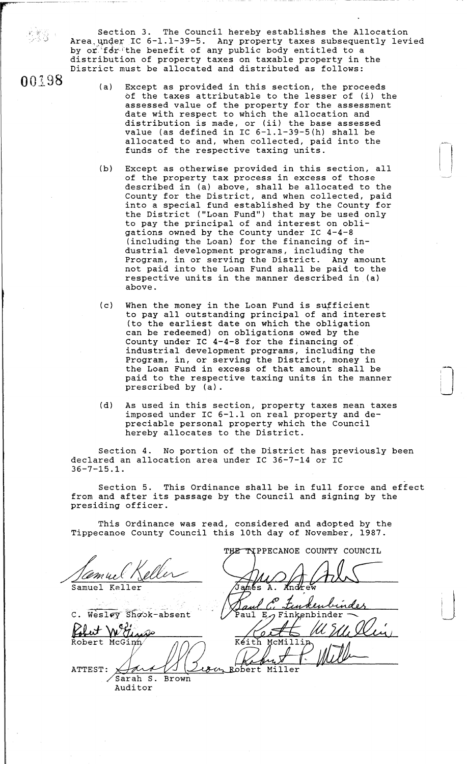00198

Section 3. The Council hereby establishes the Allocation Area under IC 6-1.1-39-5. Any property taxes subsequently levied by or for the benefit of any public body entitled to a distribution of property taxes on taxable property in the District must be allocated and distributed as follows:

(a) Except as provided in this section, the proceeds of the taxes attributable to the lesser of (i) the assessed value of the property for the assessment date with respect to which the allocation and distribution is made, or (ii) the base assessed value (as defined in IC 6-1.1-39-5(h) shall be allocated to and, when collected, paid into the funds of the respective taxing units.

(b) Except as otherwise provided in this section, all of the property tax process in excess of those described in (a) above, shall be allocated to the County for the District, and when collected, paid into a special fund established by the County for the District ("Loan Fund") that may be used only to pay the principal of and interest on obligations owned by the County under IC 4-4-8 (including the Loan) for the financing of industrial development programs, including the Program, in or serving the District. Any amount not paid into the Loan Fund shall be paid to the respective units in the manner described in (a) above.

(c) When the money in the Loan Fund is sufficient to pay all outstanding principal of and interest (to the earliest date on which the obligation can be redeemed) on obligations owed by the County under IC 4-4-8 for the financing of industrial development programs, including the Program, in, or serving the District, money in the Loan Fund in excess of that amount shall be paid to the respective taxing units in the manner prescribed by (a).

(d) As used in this section, property taxes mean taxes imposed under IC 6-1.1 on real property and depreciable personal property which the Council hereby allocates to the District.

Section 4. No portion of the District has previously been declared an allocation area under IC 36-7-14 or IC 36-7-15.1.

Section 5. This Ordinance shall be in full force and effect from and after its passage by the Council and signing by the presiding officer.

This Ordinance was read, considered and adopted by the Tippecanoe County Council this 10th day of November, 1987.

THE TIPPECANOE COUNTY COUNCIL

Samuel Keller

James A. Andrew

C. Wesley Shook-absent

Paul E. Finkenbinder

Robert McGinn

Keith McMillin

Robert Miller

ATTEST:

Sarah S. Brown
Auditor